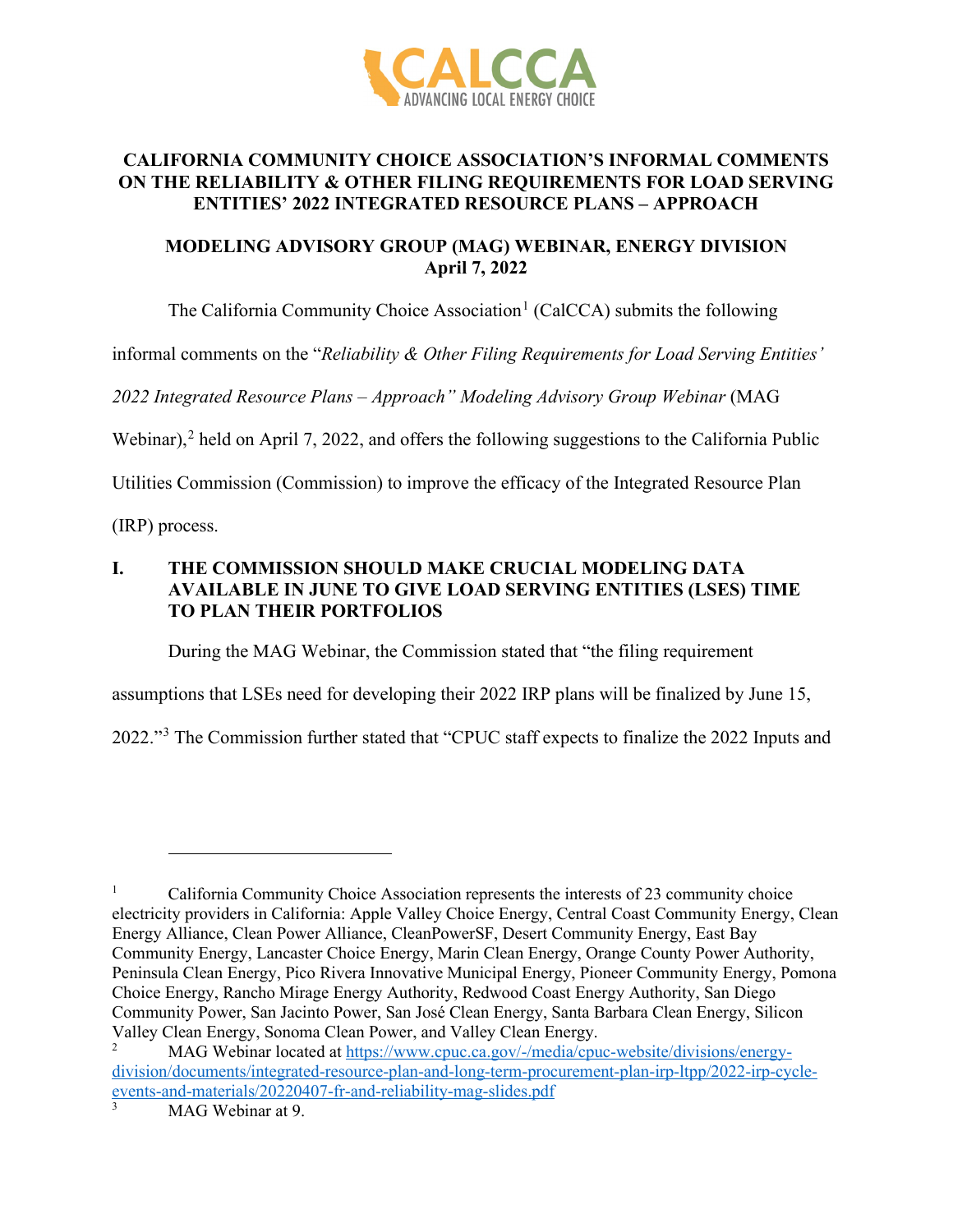# CALIFORNIA COMMUNITY CHOICE ASSOCIATION'S INFORMAL COMMENTS ON THE RELIABILITY & OTHER FILING REQUIREMENTS FOR LOAD SERVING ENTITIES' 2022 INTEGRATED RESOURCE PLANS – APPROACH

## MODELING ADVISORY GROUP (MAG) WEBINAR, ENERGY DIVISION
## April 7, 2022

The California Community Choice Association[1] (CalCCA) submits the following informal comments on the "*Reliability & Other Filing Requirements for Load Serving Entities' 2022 Integrated Resource Plans – Approach" Modeling Advisory Group Webinar* (MAG Webinar),[2] held on April 7, 2022, and offers the following suggestions to the California Public Utilities Commission (Commission) to improve the efficacy of the Integrated Resource Plan (IRP) process.

## I. THE COMMISSION SHOULD MAKE CRUCIAL MODELING DATA AVAILABLE IN JUNE TO GIVE LOAD SERVING ENTITIES (LSES) TIME TO PLAN THEIR PORTFOLIOS

During the MAG Webinar, the Commission stated that "the filing requirement assumptions that LSEs need for developing their 2022 IRP plans will be finalized by June 15, 2022."[3] The Commission further stated that "CPUC staff expects to finalize the 2022 Inputs and

---

[1] California Community Choice Association represents the interests of 23 community choice electricity providers in California: Apple Valley Choice Energy, Central Coast Community Energy, Clean Energy Alliance, Clean Power Alliance, CleanPowerSF, Desert Community Energy, East Bay Community Energy, Lancaster Choice Energy, Marin Clean Energy, Orange County Power Authority, Peninsula Clean Energy, Pico Rivera Innovative Municipal Energy, Pioneer Community Energy, Pomona Choice Energy, Rancho Mirage Energy Authority, Redwood Coast Energy Authority, San Diego Community Power, San Jacinto Power, San José Clean Energy, Santa Barbara Clean Energy, Silicon Valley Clean Energy, Sonoma Clean Power, and Valley Clean Energy.

[2] MAG Webinar located at https://www.cpuc.ca.gov/-/media/cpuc-website/divisions/energy-division/documents/integrated-resource-plan-and-long-term-procurement-plan-irp-ltpp/2022-irp-cycle-events-and-materials/20220407-fr-and-reliability-mag-slides.pdf

[3] MAG Webinar at 9.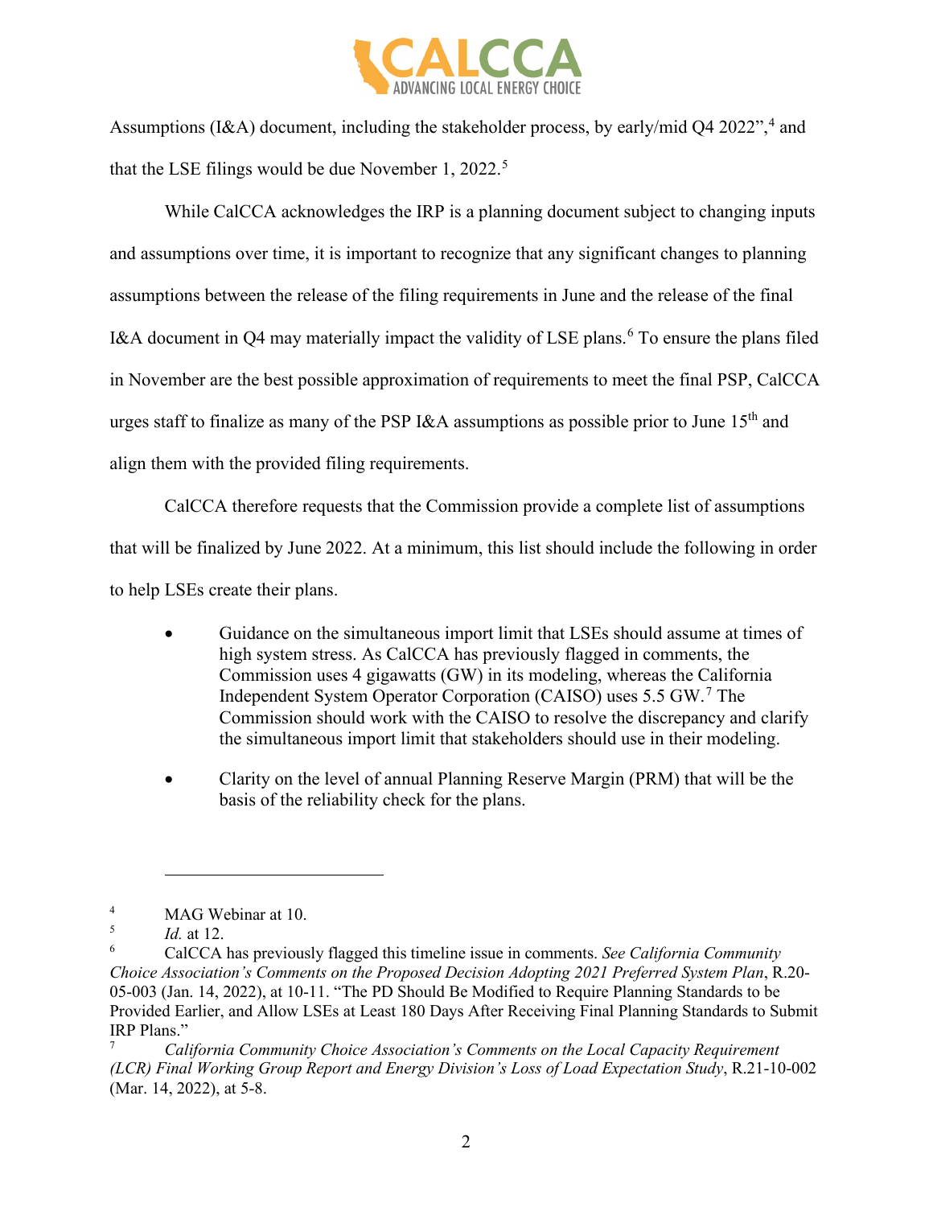Assumptions (I&A) document, including the stakeholder process, by early/mid Q4 2022”,[4] and that the LSE filings would be due November 1, 2022.[5]

While CalCCA acknowledges the IRP is a planning document subject to changing inputs and assumptions over time, it is important to recognize that any significant changes to planning assumptions between the release of the filing requirements in June and the release of the final I&A document in Q4 may materially impact the validity of LSE plans.[6] To ensure the plans filed in November are the best possible approximation of requirements to meet the final PSP, CalCCA urges staff to finalize as many of the PSP I&A assumptions as possible prior to June 15th and align them with the provided filing requirements.

CalCCA therefore requests that the Commission provide a complete list of assumptions that will be finalized by June 2022. At a minimum, this list should include the following in order to help LSEs create their plans.

- Guidance on the simultaneous import limit that LSEs should assume at times of high system stress. As CalCCA has previously flagged in comments, the Commission uses 4 gigawatts (GW) in its modeling, whereas the California Independent System Operator Corporation (CAISO) uses 5.5 GW.[7] The Commission should work with the CAISO to resolve the discrepancy and clarify the simultaneous import limit that stakeholders should use in their modeling.
- Clarity on the level of annual Planning Reserve Margin (PRM) that will be the basis of the reliability check for the plans.

---

[4] MAG Webinar at 10.

[5] *Id.* at 12.

[6] CalCCA has previously flagged this timeline issue in comments. *See California Community Choice Association's Comments on the Proposed Decision Adopting 2021 Preferred System Plan*, R.20-05-003 (Jan. 14, 2022), at 10-11. “The PD Should Be Modified to Require Planning Standards to be Provided Earlier, and Allow LSEs at Least 180 Days After Receiving Final Planning Standards to Submit IRP Plans.”

[7] *California Community Choice Association's Comments on the Local Capacity Requirement (LCR) Final Working Group Report and Energy Division's Loss of Load Expectation Study*, R.21-10-002 (Mar. 14, 2022), at 5-8.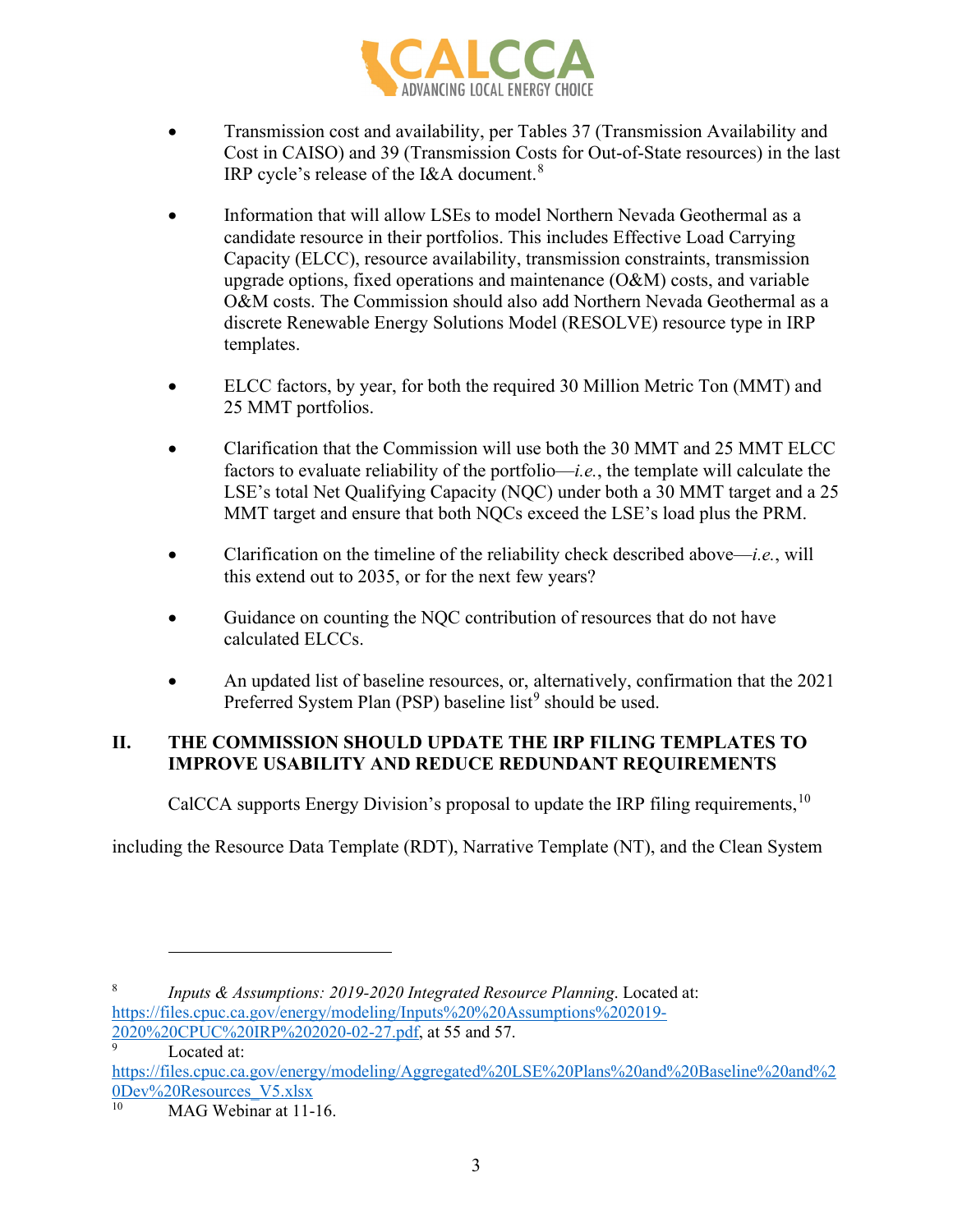- Transmission cost and availability, per Tables 37 (Transmission Availability and Cost in CAISO) and 39 (Transmission Costs for Out-of-State resources) in the last IRP cycle's release of the I&A document.[8]

- Information that will allow LSEs to model Northern Nevada Geothermal as a candidate resource in their portfolios. This includes Effective Load Carrying Capacity (ELCC), resource availability, transmission constraints, transmission upgrade options, fixed operations and maintenance (O&M) costs, and variable O&M costs. The Commission should also add Northern Nevada Geothermal as a discrete Renewable Energy Solutions Model (RESOLVE) resource type in IRP templates.

- ELCC factors, by year, for both the required 30 Million Metric Ton (MMT) and 25 MMT portfolios.

- Clarification that the Commission will use both the 30 MMT and 25 MMT ELCC factors to evaluate reliability of the portfolio—*i.e.*, the template will calculate the LSE's total Net Qualifying Capacity (NQC) under both a 30 MMT target and a 25 MMT target and ensure that both NQCs exceed the LSE's load plus the PRM.

- Clarification on the timeline of the reliability check described above—*i.e.*, will this extend out to 2035, or for the next few years?

- Guidance on counting the NQC contribution of resources that do not have calculated ELCCs.

- An updated list of baseline resources, or, alternatively, confirmation that the 2021 Preferred System Plan (PSP) baseline list[9] should be used.

## II. THE COMMISSION SHOULD UPDATE THE IRP FILING TEMPLATES TO IMPROVE USABILITY AND REDUCE REDUNDANT REQUIREMENTS

CalCCA supports Energy Division's proposal to update the IRP filing requirements,[10] including the Resource Data Template (RDT), Narrative Template (NT), and the Clean System

---

[8] *Inputs & Assumptions: 2019-2020 Integrated Resource Planning*. Located at: https://files.cpuc.ca.gov/energy/modeling/Inputs%20%20Assumptions%202019-2020%20CPUC%20IRP%202020-02-27.pdf, at 55 and 57.

[9] Located at: https://files.cpuc.ca.gov/energy/modeling/Aggregated%20LSE%20Plans%20and%20Baseline%20and%20Dev%20Resources_V5.xlsx

[10] MAG Webinar at 11-16.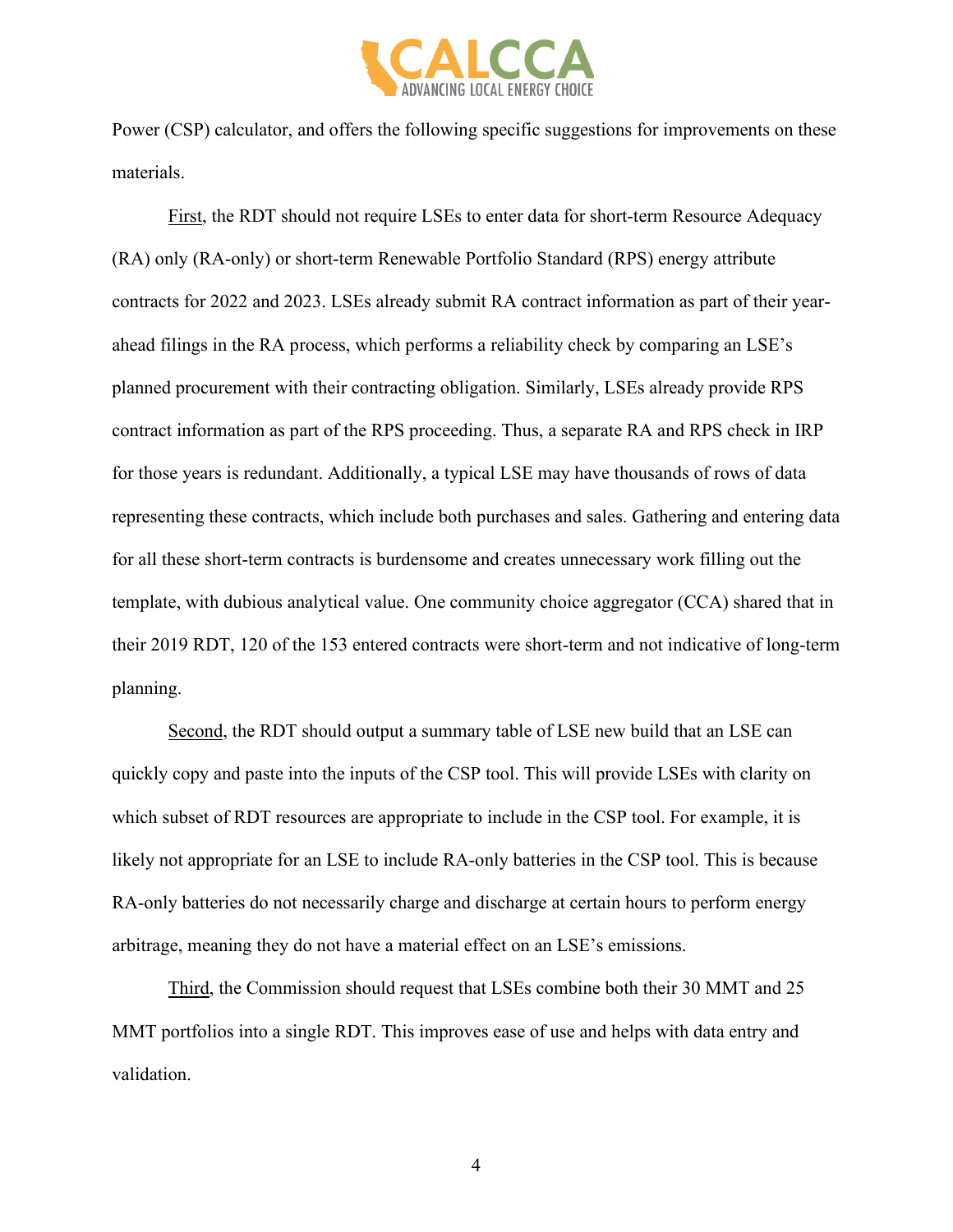Power (CSP) calculator, and offers the following specific suggestions for improvements on these materials.

<u>First</u>, the RDT should not require LSEs to enter data for short-term Resource Adequacy (RA) only (RA-only) or short-term Renewable Portfolio Standard (RPS) energy attribute contracts for 2022 and 2023. LSEs already submit RA contract information as part of their year-ahead filings in the RA process, which performs a reliability check by comparing an LSE's planned procurement with their contracting obligation. Similarly, LSEs already provide RPS contract information as part of the RPS proceeding. Thus, a separate RA and RPS check in IRP for those years is redundant. Additionally, a typical LSE may have thousands of rows of data representing these contracts, which include both purchases and sales. Gathering and entering data for all these short-term contracts is burdensome and creates unnecessary work filling out the template, with dubious analytical value. One community choice aggregator (CCA) shared that in their 2019 RDT, 120 of the 153 entered contracts were short-term and not indicative of long-term planning.

<u>Second</u>, the RDT should output a summary table of LSE new build that an LSE can quickly copy and paste into the inputs of the CSP tool. This will provide LSEs with clarity on which subset of RDT resources are appropriate to include in the CSP tool. For example, it is likely not appropriate for an LSE to include RA-only batteries in the CSP tool. This is because RA-only batteries do not necessarily charge and discharge at certain hours to perform energy arbitrage, meaning they do not have a material effect on an LSE's emissions.

<u>Third</u>, the Commission should request that LSEs combine both their 30 MMT and 25 MMT portfolios into a single RDT. This improves ease of use and helps with data entry and validation.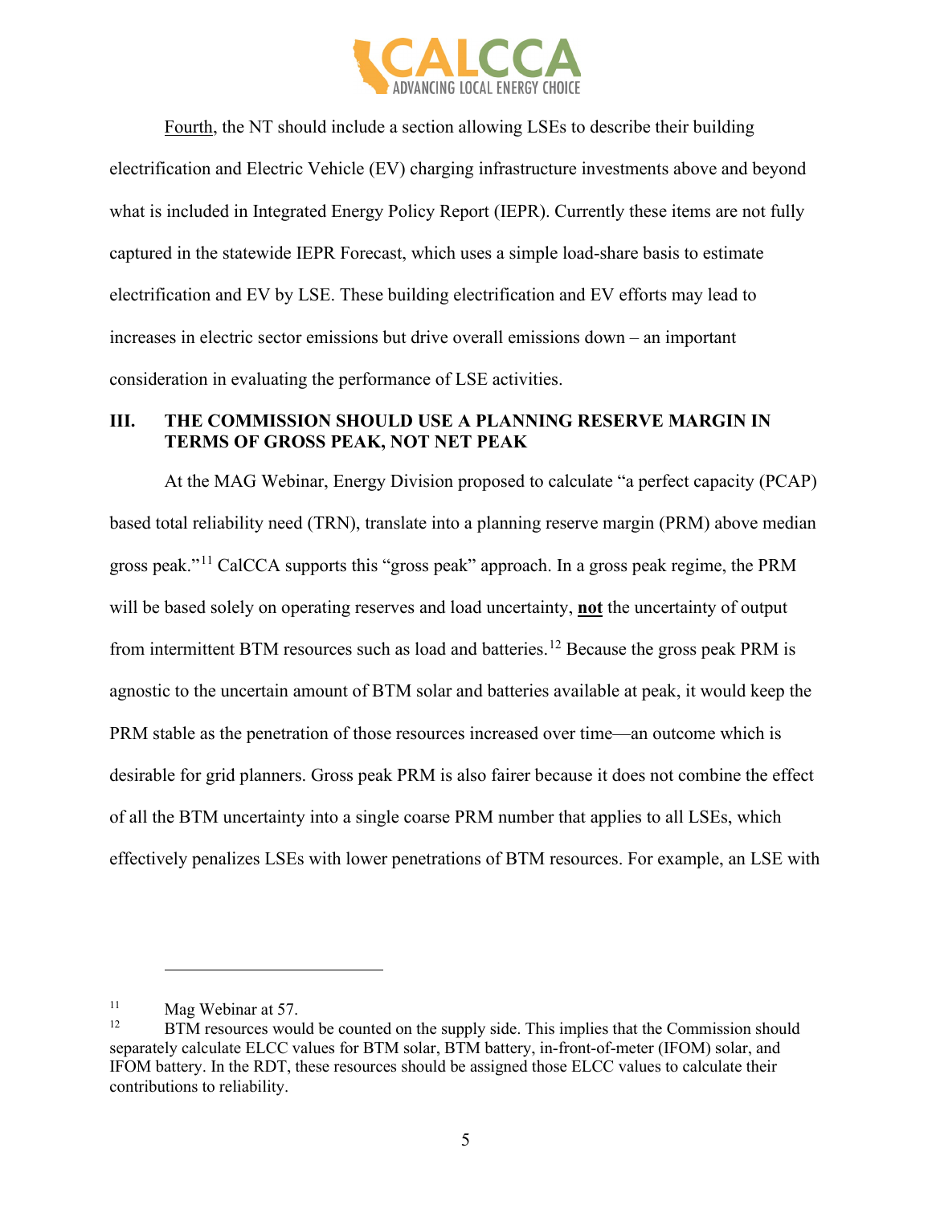Fourth, the NT should include a section allowing LSEs to describe their building electrification and Electric Vehicle (EV) charging infrastructure investments above and beyond what is included in Integrated Energy Policy Report (IEPR). Currently these items are not fully captured in the statewide IEPR Forecast, which uses a simple load-share basis to estimate electrification and EV by LSE. These building electrification and EV efforts may lead to increases in electric sector emissions but drive overall emissions down – an important consideration in evaluating the performance of LSE activities.

## III. THE COMMISSION SHOULD USE A PLANNING RESERVE MARGIN IN TERMS OF GROSS PEAK, NOT NET PEAK

At the MAG Webinar, Energy Division proposed to calculate "a perfect capacity (PCAP) based total reliability need (TRN), translate into a planning reserve margin (PRM) above median gross peak."[11] CalCCA supports this "gross peak" approach. In a gross peak regime, the PRM will be based solely on operating reserves and load uncertainty, **not** the uncertainty of output from intermittent BTM resources such as load and batteries.[12] Because the gross peak PRM is agnostic to the uncertain amount of BTM solar and batteries available at peak, it would keep the PRM stable as the penetration of those resources increased over time—an outcome which is desirable for grid planners. Gross peak PRM is also fairer because it does not combine the effect of all the BTM uncertainty into a single coarse PRM number that applies to all LSEs, which effectively penalizes LSEs with lower penetrations of BTM resources. For example, an LSE with

---

[11] Mag Webinar at 57.

[12] BTM resources would be counted on the supply side. This implies that the Commission should separately calculate ELCC values for BTM solar, BTM battery, in-front-of-meter (IFOM) solar, and IFOM battery. In the RDT, these resources should be assigned those ELCC values to calculate their contributions to reliability.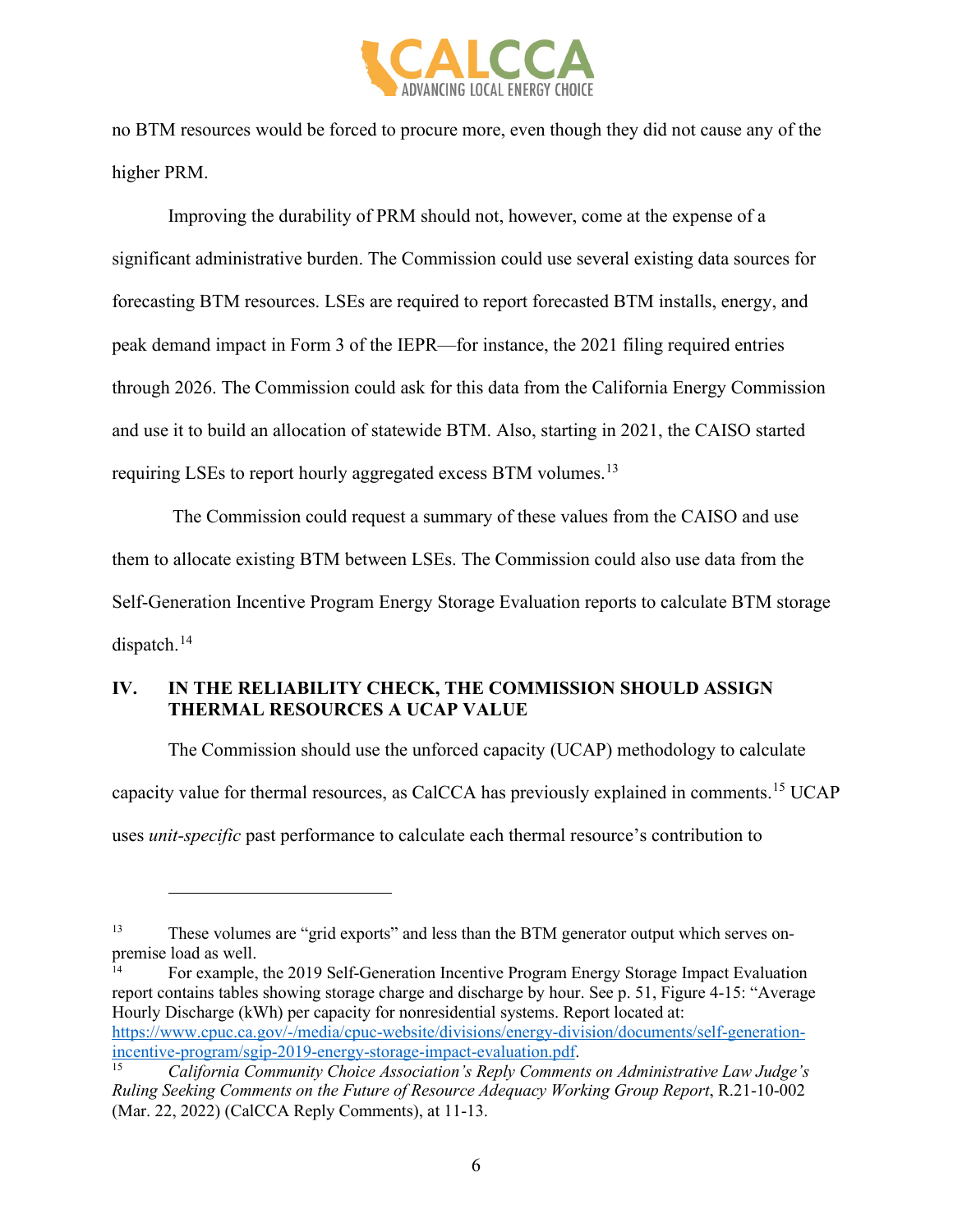no BTM resources would be forced to procure more, even though they did not cause any of the higher PRM.

Improving the durability of PRM should not, however, come at the expense of a significant administrative burden. The Commission could use several existing data sources for forecasting BTM resources. LSEs are required to report forecasted BTM installs, energy, and peak demand impact in Form 3 of the IEPR—for instance, the 2021 filing required entries through 2026. The Commission could ask for this data from the California Energy Commission and use it to build an allocation of statewide BTM. Also, starting in 2021, the CAISO started requiring LSEs to report hourly aggregated excess BTM volumes.[13]

The Commission could request a summary of these values from the CAISO and use them to allocate existing BTM between LSEs. The Commission could also use data from the Self-Generation Incentive Program Energy Storage Evaluation reports to calculate BTM storage dispatch.[14]

## IV. IN THE RELIABILITY CHECK, THE COMMISSION SHOULD ASSIGN THERMAL RESOURCES A UCAP VALUE

The Commission should use the unforced capacity (UCAP) methodology to calculate capacity value for thermal resources, as CalCCA has previously explained in comments.[15] UCAP uses *unit-specific* past performance to calculate each thermal resource's contribution to

---

[13] These volumes are "grid exports" and less than the BTM generator output which serves on-premise load as well.

[14] For example, the 2019 Self-Generation Incentive Program Energy Storage Impact Evaluation report contains tables showing storage charge and discharge by hour. See p. 51, Figure 4-15: "Average Hourly Discharge (kWh) per capacity for nonresidential systems. Report located at: https://www.cpuc.ca.gov/-/media/cpuc-website/divisions/energy-division/documents/self-generation-incentive-program/sgip-2019-energy-storage-impact-evaluation.pdf.

[15] *California Community Choice Association's Reply Comments on Administrative Law Judge's Ruling Seeking Comments on the Future of Resource Adequacy Working Group Report*, R.21-10-002 (Mar. 22, 2022) (CalCCA Reply Comments), at 11-13.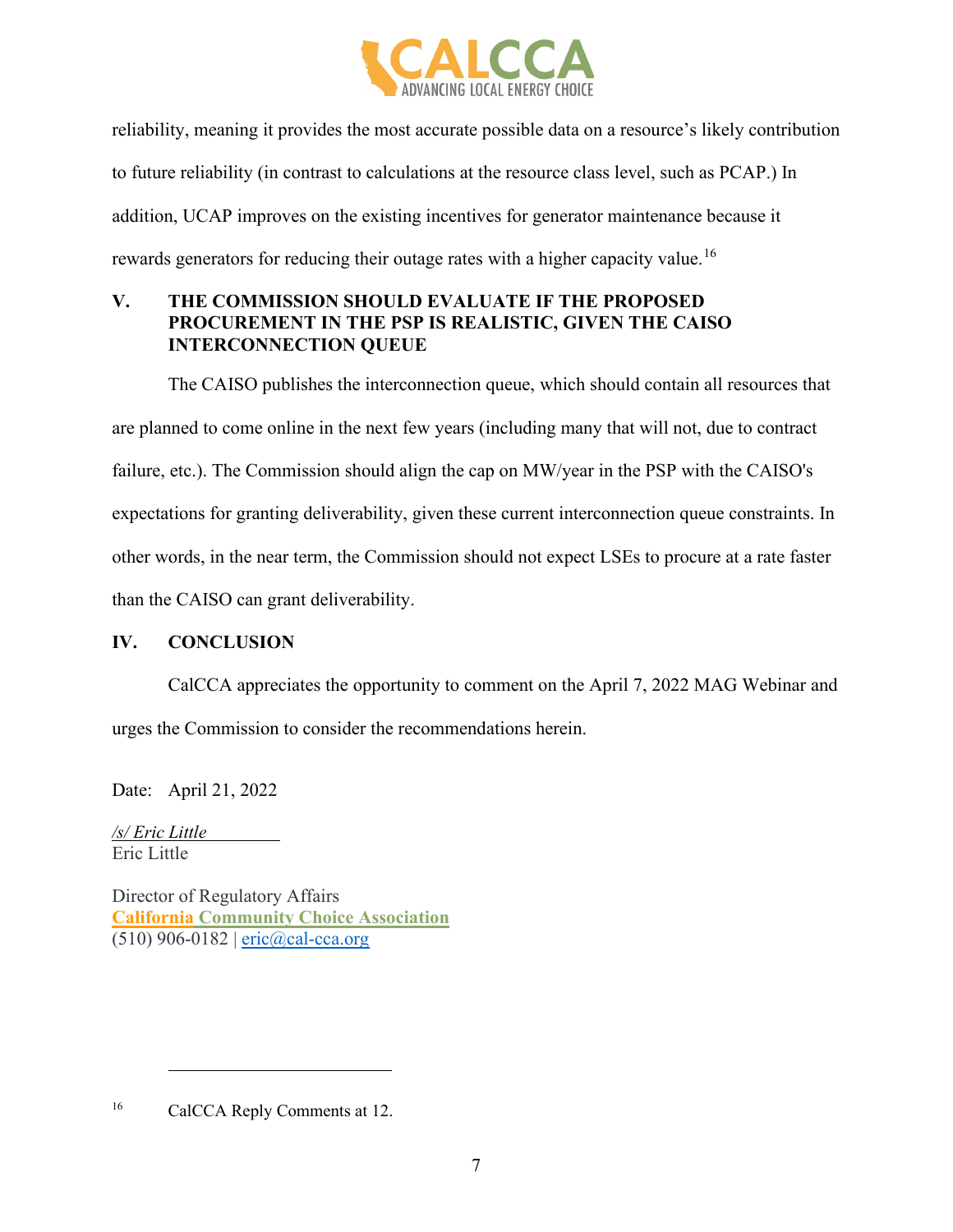reliability, meaning it provides the most accurate possible data on a resource's likely contribution to future reliability (in contrast to calculations at the resource class level, such as PCAP.) In addition, UCAP improves on the existing incentives for generator maintenance because it rewards generators for reducing their outage rates with a higher capacity value.[16]

## V. THE COMMISSION SHOULD EVALUATE IF THE PROPOSED PROCUREMENT IN THE PSP IS REALISTIC, GIVEN THE CAISO INTERCONNECTION QUEUE

The CAISO publishes the interconnection queue, which should contain all resources that are planned to come online in the next few years (including many that will not, due to contract failure, etc.). The Commission should align the cap on MW/year in the PSP with the CAISO's expectations for granting deliverability, given these current interconnection queue constraints. In other words, in the near term, the Commission should not expect LSEs to procure at a rate faster than the CAISO can grant deliverability.

## IV. CONCLUSION

CalCCA appreciates the opportunity to comment on the April 7, 2022 MAG Webinar and urges the Commission to consider the recommendations herein.

Date: April 21, 2022

*/s/ Eric Little*
Eric Little

Director of Regulatory Affairs
**California Community Choice Association**
(510) 906-0182 | eric@cal-cca.org

---

16 CalCCA Reply Comments at 12.